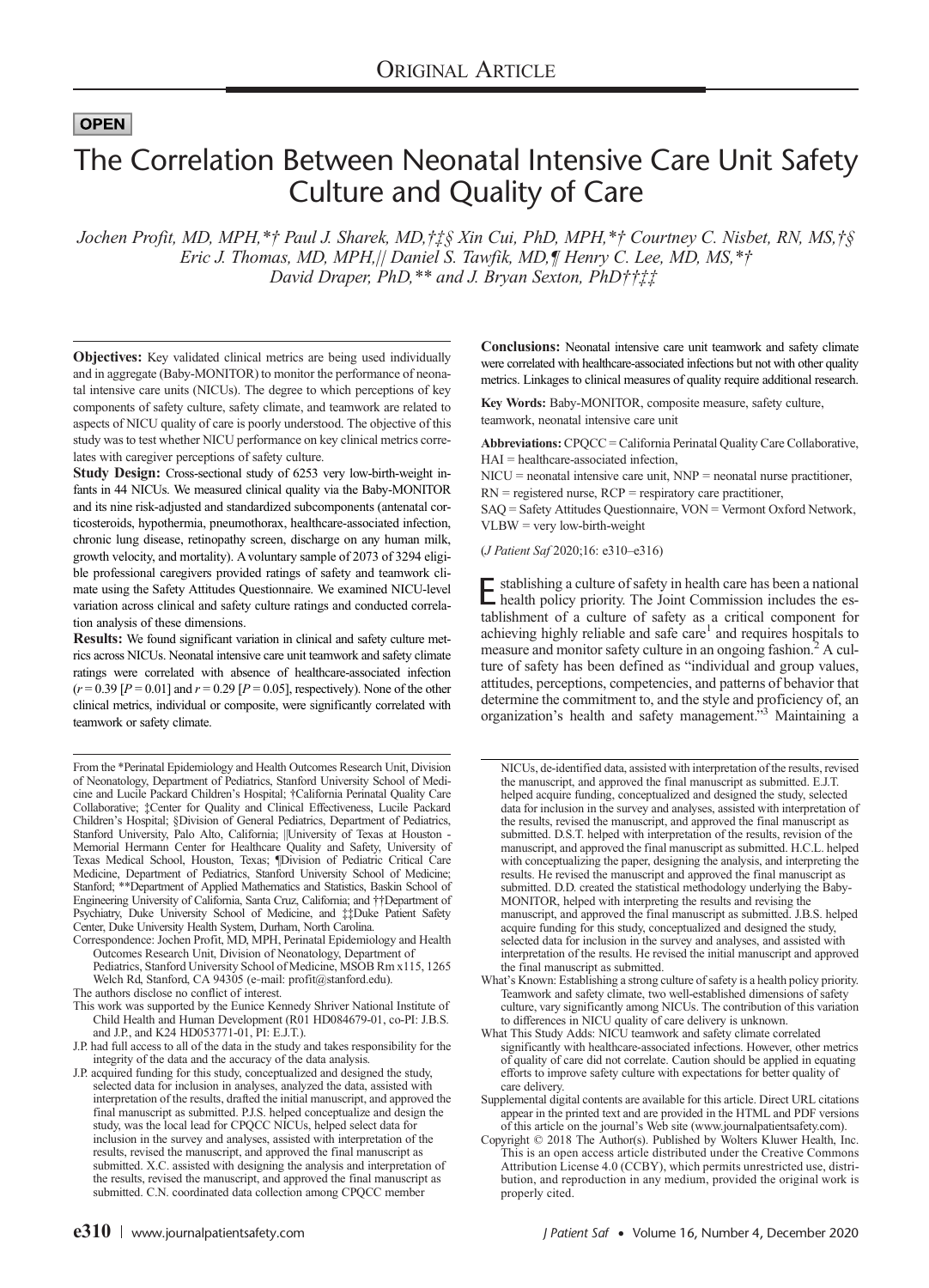ORIGINAL ARTICLE

**OPEN**

# The Correlation Between Neonatal Intensive Care Unit Safety Culture and Quality of Care

*Jochen Profit, MD, MPH,*† Paul J. Sharek, MD,†‡§ Xin Cui, PhD, MPH,*† Courtney C. Nisbet, RN, MS,†§ Eric J. Thomas, MD, MPH,|| Daniel S. Tawfik, MD,¶ Henry C. Lee, MD, MS,*† David Draper, PhD,** and J. Bryan Sexton, PhD††‡‡*

**Objectives:** Key validated clinical metrics are being used individually and in aggregate (Baby-MONITOR) to monitor the performance of neonatal intensive care units (NICUs). The degree to which perceptions of key components of safety culture, safety climate, and teamwork are related to aspects of NICU quality of care is poorly understood. The objective of this study was to test whether NICU performance on key clinical metrics correlates with caregiver perceptions of safety culture.

**Study Design:** Cross-sectional study of 6253 very low-birth-weight infants in 44 NICUs. We measured clinical quality via the Baby-MONITOR and its nine risk-adjusted and standardized subcomponents (antenatal corticosteroids, hypothermia, pneumothorax, healthcare-associated infection, chronic lung disease, retinopathy screen, discharge on any human milk, growth velocity, and mortality). A voluntary sample of 2073 of 3294 eligible professional caregivers provided ratings of safety and teamwork climate using the Safety Attitudes Questionnaire. We examined NICU-level variation across clinical and safety culture ratings and conducted correlation analysis of these dimensions.

**Results:** We found significant variation in clinical and safety culture metrics across NICUs. Neonatal intensive care unit teamwork and safety climate ratings were correlated with absence of healthcare-associated infection ($r = 0.39$ [$P = 0.01$] and $r = 0.29$ [$P = 0.05$], respectively). None of the other clinical metrics, individual or composite, were significantly correlated with teamwork or safety climate.

**Conclusions:** Neonatal intensive care unit teamwork and safety climate were correlated with healthcare-associated infections but not with other quality metrics. Linkages to clinical measures of quality require additional research.

**Key Words:** Baby-MONITOR, composite measure, safety culture, teamwork, neonatal intensive care unit

**Abbreviations:** CPQCC = California Perinatal Quality Care Collaborative, HAI = healthcare-associated infection, NICU = neonatal intensive care unit, NNP = neonatal nurse practitioner, RN = registered nurse, RCP = respiratory care practitioner, SAQ = Safety Attitudes Questionnaire, VON = Vermont Oxford Network, VLBW = very low-birth-weight

(*J Patient Saf* 2020;16: e310–e316)

Establishing a culture of safety in health care has been a national health policy priority. The Joint Commission includes the establishment of a culture of safety as a critical component for achieving highly reliable and safe care[1] and requires hospitals to measure and monitor safety culture in an ongoing fashion.[2] A culture of safety has been defined as "individual and group values, attitudes, perceptions, competencies, and patterns of behavior that determine the commitment to, and the style and proficiency of, an organization's health and safety management."[3] Maintaining a

---

From the *Perinatal Epidemiology and Health Outcomes Research Unit, Division of Neonatology, Department of Pediatrics, Stanford University School of Medicine and Lucile Packard Children's Hospital; †California Perinatal Quality Care Collaborative; ‡Center for Quality and Clinical Effectiveness, Lucile Packard Children's Hospital; §Division of General Pediatrics, Department of Pediatrics, Stanford University, Palo Alto, California; ||University of Texas at Houston - Memorial Hermann Center for Healthcare Quality and Safety, University of Texas Medical School, Houston, Texas; ¶Division of Pediatric Critical Care Medicine, Department of Pediatrics, Stanford University School of Medicine; Stanford; **Department of Applied Mathematics and Statistics, Baskin School of Engineering University of California, Santa Cruz, California; and ††Department of Psychiatry, Duke University School of Medicine, and ‡‡Duke Patient Safety Center, Duke University Health System, Durham, North Carolina.

Correspondence: Jochen Profit, MD, MPH, Perinatal Epidemiology and Health Outcomes Research Unit, Division of Neonatology, Department of Pediatrics, Stanford University School of Medicine, MSOB Rm x115, 1265 Welch Rd, Stanford, CA 94305 (e-mail: profit@stanford.edu).

The authors disclose no conflict of interest.

This work was supported by the Eunice Kennedy Shriver National Institute of Child Health and Human Development (R01 HD084679-01, co-PI: J.B.S. and J.P., and K24 HD053771-01, PI: E.J.T.).

J.P. had full access to all of the data in the study and takes responsibility for the integrity of the data and the accuracy of the data analysis.

J.P. acquired funding for this study, conceptualized and designed the study, selected data for inclusion in analyses, analyzed the data, assisted with interpretation of the results, drafted the initial manuscript, and approved the final manuscript as submitted. P.J.S. helped conceptualize and design the study, was the local lead for CPQCC NICUs, helped select data for inclusion in the survey and analyses, assisted with interpretation of the results, revised the manuscript, and approved the final manuscript as submitted. X.C. assisted with designing the analysis and interpretation of the results, revised the manuscript, and approved the final manuscript as submitted. C.N. coordinated data collection among CPQCC member NICUs, de-identified data, assisted with interpretation of the results, revised the manuscript, and approved the final manuscript as submitted. E.J.T. helped acquire funding, conceptualized and designed the study, selected data for inclusion in the survey and analyses, assisted with interpretation of the results, revised the manuscript, and approved the final manuscript as submitted. D.S.T. helped with interpretation of the results, revision of the manuscript, and approved the final manuscript as submitted. H.C.L. helped with conceptualizing the paper, designing the analysis, and interpreting the results. He revised the manuscript and approved the final manuscript as submitted. D.D. created the statistical methodology underlying the Baby-MONITOR, helped with interpreting the results and revising the manuscript, and approved the final manuscript as submitted. J.B.S. helped acquire funding for this study, conceptualized and designed the study, selected data for inclusion in the survey and analyses, and assisted with interpretation of the results. He revised the initial manuscript and approved the final manuscript as submitted.

What's Known: Establishing a strong culture of safety is a health policy priority. Teamwork and safety climate, two well-established dimensions of safety culture, vary significantly among NICUs. The contribution of this variation to differences in NICU quality of care delivery is unknown.

What This Study Adds: NICU teamwork and safety climate correlated significantly with healthcare-associated infections. However, other metrics of quality of care did not correlate. Caution should be applied in equating efforts to improve safety culture with expectations for better quality of care delivery.

Supplemental digital contents are available for this article. Direct URL citations appear in the printed text and are provided in the HTML and PDF versions of this article on the journal's Web site (www.journalpatientsafety.com).

Copyright © 2018 The Author(s). Published by Wolters Kluwer Health, Inc. This is an open access article distributed under the Creative Commons Attribution License 4.0 (CCBY), which permits unrestricted use, distribution, and reproduction in any medium, provided the original work is properly cited.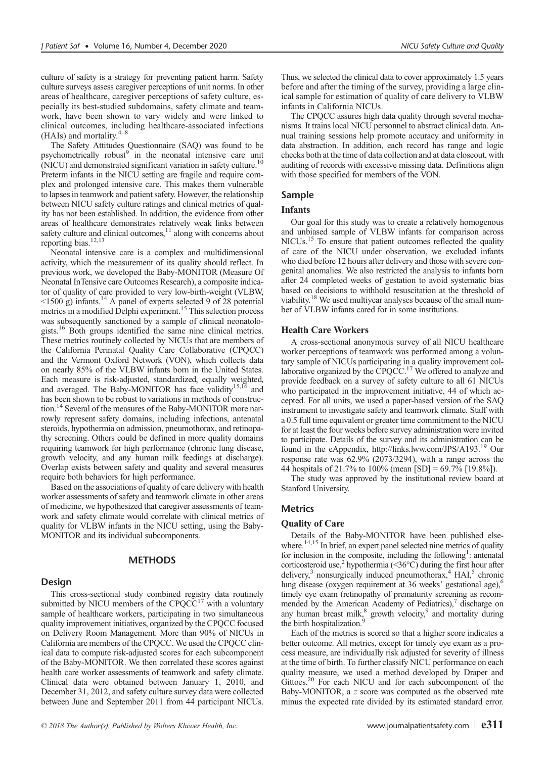culture of safety is a strategy for preventing patient harm. Safety culture surveys assess caregiver perceptions of unit norms. In other areas of healthcare, caregiver perceptions of safety culture, especially its best-studied subdomains, safety climate and teamwork, have been shown to vary widely and were linked to clinical outcomes, including healthcare-associated infections (HAIs) and mortality.[4–8]

The Safety Attitudes Questionnaire (SAQ) was found to be psychometrically robust[9] in the neonatal intensive care unit (NICU) and demonstrated significant variation in safety culture.[10] Preterm infants in the NICU setting are fragile and require complex and prolonged intensive care. This makes them vulnerable to lapses in teamwork and patient safety. However, the relationship between NICU safety culture ratings and clinical metrics of quality has not been established. In addition, the evidence from other areas of healthcare demonstrates relatively weak links between safety culture and clinical outcomes,[11] along with concerns about reporting bias.[12,13]

Neonatal intensive care is a complex and multidimensional activity, which the measurement of its quality should reflect. In previous work, we developed the Baby-MONITOR (Measure Of Neonatal InTensive care Outcomes Research), a composite indicator of quality of care provided to very low-birth-weight (VLBW, <1500 g) infants.[14] A panel of experts selected 9 of 28 potential metrics in a modified Delphi experiment.[15] This selection process was subsequently sanctioned by a sample of clinical neonatologists.[16] Both groups identified the same nine clinical metrics. These metrics routinely collected by NICUs that are members of the California Perinatal Quality Care Collaborative (CPQCC) and the Vermont Oxford Network (VON), which collects data on nearly 85% of the VLBW infants born in the United States. Each measure is risk-adjusted, standardized, equally weighted, and averaged. The Baby-MONITOR has face validity[15,16] and has been shown to be robust to variations in methods of construction.[14] Several of the measures of the Baby-MONITOR more narrowly represent safety domains, including infections, antenatal steroids, hypothermia on admission, pneumothorax, and retinopathy screening. Others could be defined in more quality domains requiring teamwork for high performance (chronic lung disease, growth velocity, and any human milk feedings at discharge). Overlap exists between safety and quality and several measures require both behaviors for high performance.

Based on the associations of quality of care delivery with health worker assessments of safety and teamwork climate in other areas of medicine, we hypothesized that caregiver assessments of teamwork and safety climate would correlate with clinical metrics of quality for VLBW infants in the NICU setting, using the Baby-MONITOR and its individual subcomponents.

## METHODS

### Design

This cross-sectional study combined registry data routinely submitted by NICU members of the CPQCC[17] with a voluntary sample of healthcare workers, participating in two simultaneous quality improvement initiatives, organized by the CPQCC focused on Delivery Room Management. More than 90% of NICUs in California are members of the CPQCC. We used the CPQCC clinical data to compute risk-adjusted scores for each subcomponent of the Baby-MONITOR. We then correlated these scores against health care worker assessments of teamwork and safety climate. Clinical data were obtained between January 1, 2010, and December 31, 2012, and safety culture survey data were collected between June and September 2011 from 44 participant NICUs. Thus, we selected the clinical data to cover approximately 1.5 years before and after the timing of the survey, providing a large clinical sample for estimation of quality of care delivery to VLBW infants in California NICUs.

The CPQCC assures high data quality through several mechanisms. It trains local NICU personnel to abstract clinical data. Annual training sessions help promote accuracy and uniformity in data abstraction. In addition, each record has range and logic checks both at the time of data collection and at data closeout, with auditing of records with excessive missing data. Definitions align with those specified for members of the VON.

### Sample

#### Infants

Our goal for this study was to create a relatively homogenous and unbiased sample of VLBW infants for comparison across NICUs.[15] To ensure that patient outcomes reflected the quality of care of the NICU under observation, we excluded infants who died before 12 hours after delivery and those with severe congenital anomalies. We also restricted the analysis to infants born after 24 completed weeks of gestation to avoid systematic bias based on decisions to withhold resuscitation at the threshold of viability.[18] We used multiyear analyses because of the small number of VLBW infants cared for in some institutions.

#### Health Care Workers

A cross-sectional anonymous survey of all NICU healthcare worker perceptions of teamwork was performed among a voluntary sample of NICUs participating in a quality improvement collaborative organized by the CPQCC.[17] We offered to analyze and provide feedback on a survey of safety culture to all 61 NICUs who participated in the improvement initiative, 44 of which accepted. For all units, we used a paper-based version of the SAQ instrument to investigate safety and teamwork climate. Staff with a 0.5 full time equivalent or greater time commitment to the NICU for at least the four weeks before survey administration were invited to participate. Details of the survey and its administration can be found in the eAppendix, http://links.lww.com/JPS/A193.[19] Our response rate was 62.9% (2073/3294), with a range across the 44 hospitals of 21.7% to 100% (mean [SD] = 69.7% [19.8%]).

The study was approved by the institutional review board at Stanford University.

### Metrics

#### Quality of Care

Details of the Baby-MONITOR have been published elsewhere.[14,15] In brief, an expert panel selected nine metrics of quality for inclusion in the composite, including the following[1]: antenatal corticosteroid use,[2] hypothermia (<36°C) during the first hour after delivery,[3] nonsurgically induced pneumothorax,[4] HAI,[5] chronic lung disease (oxygen requirement at 36 weeks' gestational age),[6] timely eye exam (retinopathy of prematurity screening as recommended by the American Academy of Pediatrics),[7] discharge on any human breast milk,[8] growth velocity,[9] and mortality during the birth hospitalization.[9]

Each of the metrics is scored so that a higher score indicates a better outcome. All metrics, except for timely eye exam as a process measure, are individually risk adjusted for severity of illness at the time of birth. To further classify NICU performance on each quality measure, we used a method developed by Draper and Gittoes.[20] For each NICU and for each subcomponent of the Baby-MONITOR, a $z$ score was computed as the observed rate minus the expected rate divided by its estimated standard error.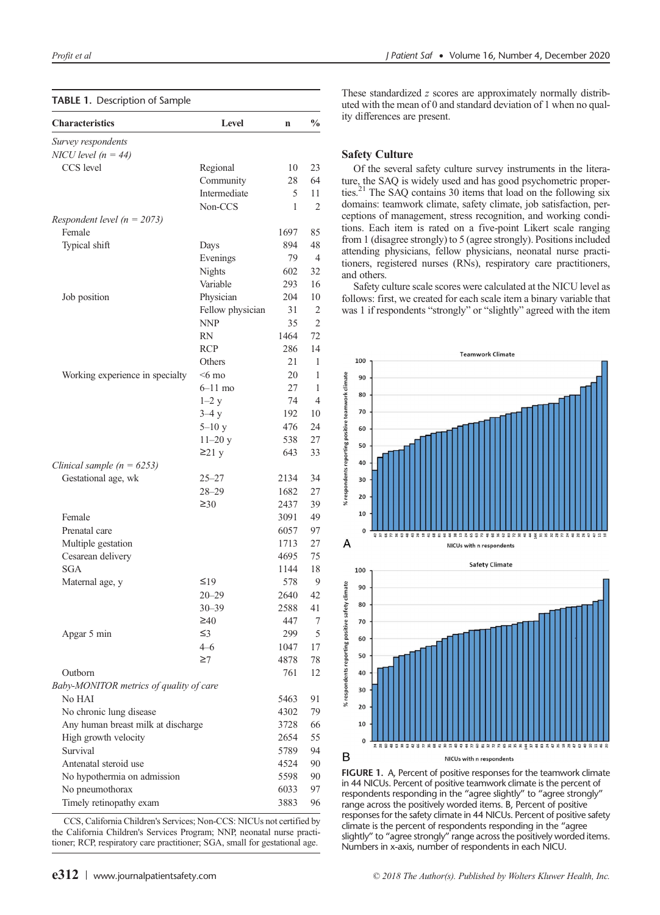**TABLE 1.** Description of Sample

| Characteristics | Level | n | % |
|---|---|---|---|
| *Survey respondents* | | | |
| *NICU level (n = 44)* | | | |
| CCS level | Regional | 10 | 23 |
| | Community | 28 | 64 |
| | Intermediate | 5 | 11 |
| | Non-CCS | 1 | 2 |
| *Respondent level (n = 2073)* | | | |
| Female | | 1697 | 85 |
| Typical shift | Days | 894 | 48 |
| | Evenings | 79 | 4 |
| | Nights | 602 | 32 |
| | Variable | 293 | 16 |
| Job position | Physician | 204 | 10 |
| | Fellow physician | 31 | 2 |
| | NNP | 35 | 2 |
| | RN | 1464 | 72 |
| | RCP | 286 | 14 |
| | Others | 21 | 1 |
| Working experience in specialty | <6 mo | 20 | 1 |
| | 6–11 mo | 27 | 1 |
| | 1–2 y | 74 | 4 |
| | 3–4 y | 192 | 10 |
| | 5–10 y | 476 | 24 |
| | 11–20 y | 538 | 27 |
| | ≥21 y | 643 | 33 |
| *Clinical sample (n = 6253)* | | | |
| Gestational age, wk | 25–27 | 2134 | 34 |
| | 28–29 | 1682 | 27 |
| | ≥30 | 2437 | 39 |
| Female | | 3091 | 49 |
| Prenatal care | | 6057 | 97 |
| Multiple gestation | | 1713 | 27 |
| Cesarean delivery | | 4695 | 75 |
| SGA | | 1144 | 18 |
| Maternal age, y | ≤19 | 578 | 9 |
| | 20–29 | 2640 | 42 |
| | 30–39 | 2588 | 41 |
| | ≥40 | 447 | 7 |
| Apgar 5 min | ≤3 | 299 | 5 |
| | 4–6 | 1047 | 17 |
| | ≥7 | 4878 | 78 |
| Outborn | | 761 | 12 |
| *Baby-MONITOR metrics of quality of care* | | | |
| No HAI | | 5463 | 91 |
| No chronic lung disease | | 4302 | 79 |
| Any human breast milk at discharge | | 3728 | 66 |
| High growth velocity | | 2654 | 55 |
| Survival | | 5789 | 94 |
| Antenatal steroid use | | 4524 | 90 |
| No hypothermia on admission | | 5598 | 90 |
| No pneumothorax | | 6033 | 97 |
| Timely retinopathy exam | | 3883 | 96 |

CCS, California Children's Services; Non-CCS: NICUs not certified by the California Children's Services Program; NNP, neonatal nurse practitioner; RCP, respiratory care practitioner; SGA, small for gestational age.

These standardized $z$ scores are approximately normally distributed with the mean of 0 and standard deviation of 1 when no quality differences are present.

## Safety Culture

Of the several safety culture survey instruments in the literature, the SAQ is widely used and has good psychometric properties.[21] The SAQ contains 30 items that load on the following six domains: teamwork climate, safety climate, job satisfaction, perceptions of management, stress recognition, and working conditions. Each item is rated on a five-point Likert scale ranging from 1 (disagree strongly) to 5 (agree strongly). Positions included attending physicians, fellow physicians, neonatal nurse practitioners, registered nurses (RNs), respiratory care practitioners, and others.

Safety culture scale scores were calculated at the NICU level as follows: first, we created for each scale item a binary variable that was 1 if respondents "strongly" or "slightly" agreed with the item

**FIGURE 1.** A, Percent of positive responses for the teamwork climate in 44 NICUs. Percent of positive teamwork climate is the percent of respondents responding in the "agree slightly" to "agree strongly" range across the positively worded items. B, Percent of positive responses for the safety climate in 44 NICUs. Percent of positive safety climate is the percent of respondents responding in the "agree slightly" to "agree strongly" range across the positively worded items. Numbers in x-axis, number of respondents in each NICU.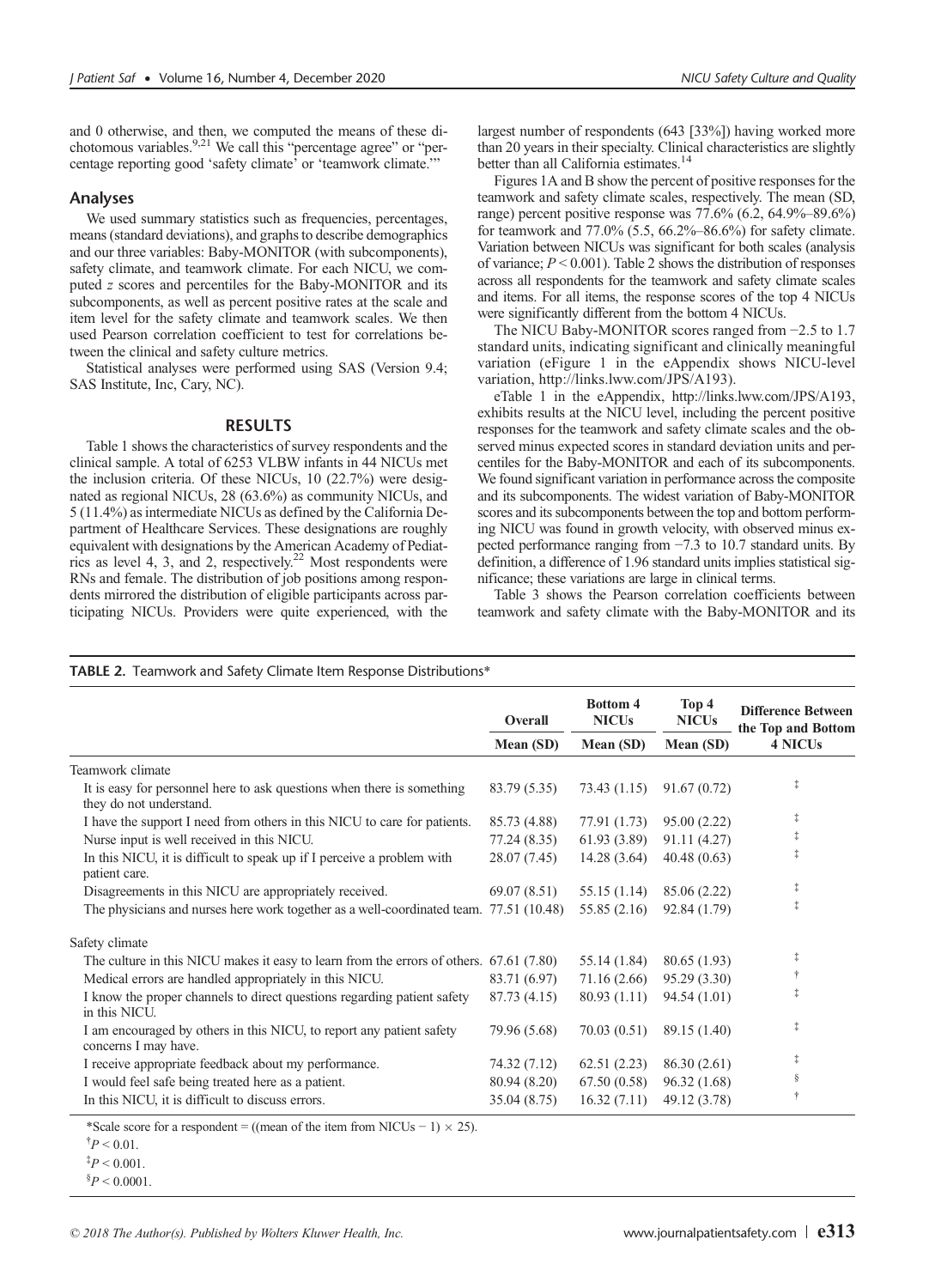and 0 otherwise, and then, we computed the means of these dichotomous variables.[9,21] We call this "percentage agree" or "percentage reporting good 'safety climate' or 'teamwork climate.'"

### Analyses

We used summary statistics such as frequencies, percentages, means (standard deviations), and graphs to describe demographics and our three variables: Baby-MONITOR (with subcomponents), safety climate, and teamwork climate. For each NICU, we computed z scores and percentiles for the Baby-MONITOR and its subcomponents, as well as percent positive rates at the scale and item level for the safety climate and teamwork scales. We then used Pearson correlation coefficient to test for correlations between the clinical and safety culture metrics.

Statistical analyses were performed using SAS (Version 9.4; SAS Institute, Inc, Cary, NC).

## RESULTS

Table 1 shows the characteristics of survey respondents and the clinical sample. A total of 6253 VLBW infants in 44 NICUs met the inclusion criteria. Of these NICUs, 10 (22.7%) were designated as regional NICUs, 28 (63.6%) as community NICUs, and 5 (11.4%) as intermediate NICUs as defined by the California Department of Healthcare Services. These designations are roughly equivalent with designations by the American Academy of Pediatrics as level 4, 3, and 2, respectively.[22] Most respondents were RNs and female. The distribution of job positions among respondents mirrored the distribution of eligible participants across participating NICUs. Providers were quite experienced, with the largest number of respondents (643 [33%]) having worked more than 20 years in their specialty. Clinical characteristics are slightly better than all California estimates.[14]

Figures 1A and B show the percent of positive responses for the teamwork and safety climate scales, respectively. The mean (SD, range) percent positive response was 77.6% (6.2, 64.9%–89.6%) for teamwork and 77.0% (5.5, 66.2%–86.6%) for safety climate. Variation between NICUs was significant for both scales (analysis of variance; $P < 0.001$). Table 2 shows the distribution of responses across all respondents for the teamwork and safety climate scales and items. For all items, the response scores of the top 4 NICUs were significantly different from the bottom 4 NICUs.

The NICU Baby-MONITOR scores ranged from −2.5 to 1.7 standard units, indicating significant and clinically meaningful variation (eFigure 1 in the eAppendix shows NICU-level variation, http://links.lww.com/JPS/A193).

eTable 1 in the eAppendix, http://links.lww.com/JPS/A193, exhibits results at the NICU level, including the percent positive responses for the teamwork and safety climate scales and the observed minus expected scores in standard deviation units and percentiles for the Baby-MONITOR and each of its subcomponents. We found significant variation in performance across the composite and its subcomponents. The widest variation of Baby-MONITOR scores and its subcomponents between the top and bottom performing NICU was found in growth velocity, with observed minus expected performance ranging from −7.3 to 10.7 standard units. By definition, a difference of 1.96 standard units implies statistical significance; these variations are large in clinical terms.

Table 3 shows the Pearson correlation coefficients between teamwork and safety climate with the Baby-MONITOR and its

**TABLE 2.** Teamwork and Safety Climate Item Response Distributions*

| | Overall | Bottom 4 NICUs | Top 4 NICUs | Difference Between the Top and Bottom 4 NICUs |
|---|---|---|---|---|
| | Mean (SD) | Mean (SD) | Mean (SD) | |
| **Teamwork climate** | | | | |
| It is easy for personnel here to ask questions when there is something they do not understand. | 83.79 (5.35) | 73.43 (1.15) | 91.67 (0.72) | ‡ |
| I have the support I need from others in this NICU to care for patients. | 85.73 (4.88) | 77.91 (1.73) | 95.00 (2.22) | ‡ |
| Nurse input is well received in this NICU. | 77.24 (8.35) | 61.93 (3.89) | 91.11 (4.27) | ‡ |
| In this NICU, it is difficult to speak up if I perceive a problem with patient care. | 28.07 (7.45) | 14.28 (3.64) | 40.48 (0.63) | ‡ |
| Disagreements in this NICU are appropriately received. | 69.07 (8.51) | 55.15 (1.14) | 85.06 (2.22) | ‡ |
| The physicians and nurses here work together as a well-coordinated team. | 77.51 (10.48) | 55.85 (2.16) | 92.84 (1.79) | ‡ |
| **Safety climate** | | | | |
| The culture in this NICU makes it easy to learn from the errors of others. | 67.61 (7.80) | 55.14 (1.84) | 80.65 (1.93) | ‡ |
| Medical errors are handled appropriately in this NICU. | 83.71 (6.97) | 71.16 (2.66) | 95.29 (3.30) | † |
| I know the proper channels to direct questions regarding patient safety in this NICU. | 87.73 (4.15) | 80.93 (1.11) | 94.54 (1.01) | ‡ |
| I am encouraged by others in this NICU, to report any patient safety concerns I may have. | 79.96 (5.68) | 70.03 (0.51) | 89.15 (1.40) | ‡ |
| I receive appropriate feedback about my performance. | 74.32 (7.12) | 62.51 (2.23) | 86.30 (2.61) | ‡ |
| I would feel safe being treated here as a patient. | 80.94 (8.20) | 67.50 (0.58) | 96.32 (1.68) | § |
| In this NICU, it is difficult to discuss errors. | 35.04 (8.75) | 16.32 (7.11) | 49.12 (3.78) | † |

*Scale score for a respondent = ((mean of the item from NICUs − 1) × 25).

†$P < 0.01$.

‡$P < 0.001$.

§$P < 0.0001$.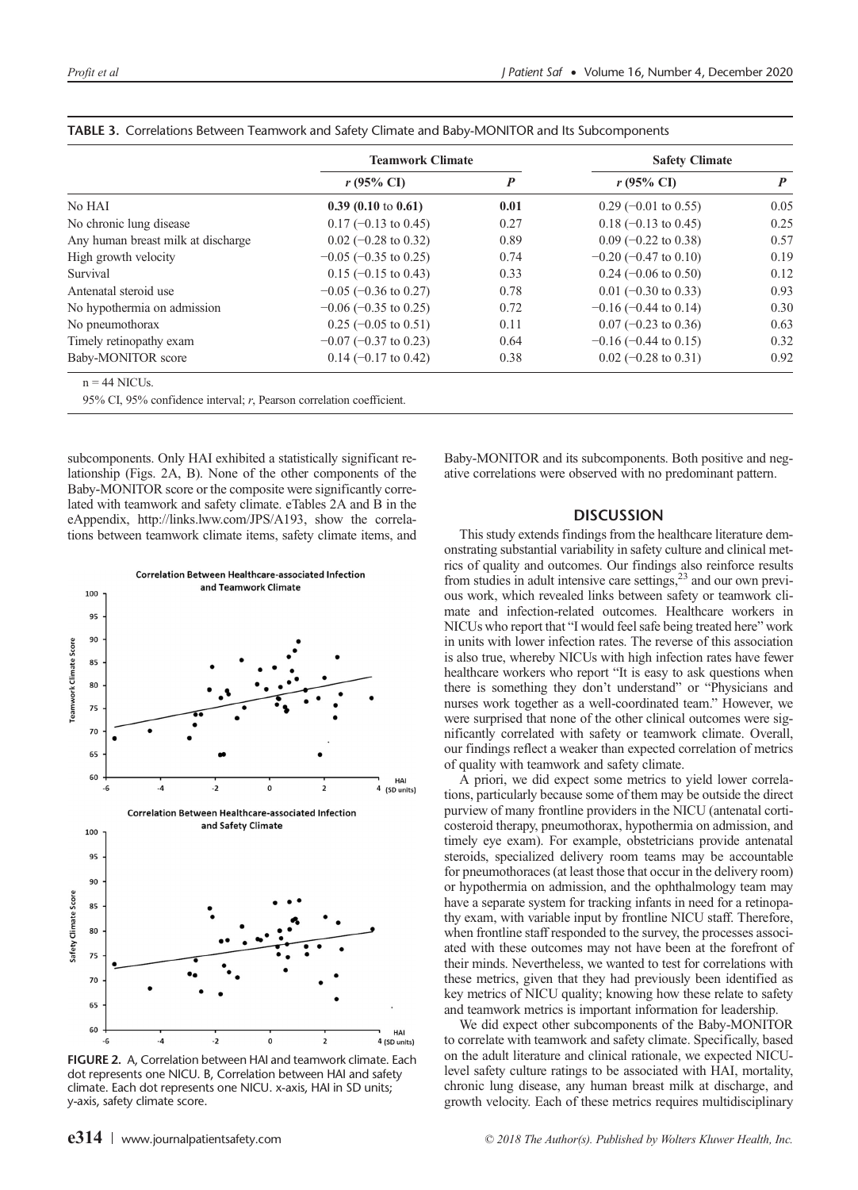TABLE 3. Correlations Between Teamwork and Safety Climate and Baby-MONITOR and Its Subcomponents

| | Teamwork Climate | | Safety Climate | |
|---|---|---|---|---|
| | *r* (95% CI) | *P* | *r* (95% CI) | *P* |
| No HAI | **0.39 (0.10 to 0.61)** | **0.01** | 0.29 (−0.01 to 0.55) | 0.05 |
| No chronic lung disease | 0.17 (−0.13 to 0.45) | 0.27 | 0.18 (−0.13 to 0.45) | 0.25 |
| Any human breast milk at discharge | 0.02 (−0.28 to 0.32) | 0.89 | 0.09 (−0.22 to 0.38) | 0.57 |
| High growth velocity | −0.05 (−0.35 to 0.25) | 0.74 | −0.20 (−0.47 to 0.10) | 0.19 |
| Survival | 0.15 (−0.15 to 0.43) | 0.33 | 0.24 (−0.06 to 0.50) | 0.12 |
| Antenatal steroid use | −0.05 (−0.36 to 0.27) | 0.78 | 0.01 (−0.30 to 0.33) | 0.93 |
| No hypothermia on admission | −0.06 (−0.35 to 0.25) | 0.72 | −0.16 (−0.44 to 0.14) | 0.30 |
| No pneumothorax | 0.25 (−0.05 to 0.51) | 0.11 | 0.07 (−0.23 to 0.36) | 0.63 |
| Timely retinopathy exam | −0.07 (−0.37 to 0.23) | 0.64 | −0.16 (−0.44 to 0.15) | 0.32 |
| Baby-MONITOR score | 0.14 (−0.17 to 0.42) | 0.38 | 0.02 (−0.28 to 0.31) | 0.92 |

n = 44 NICUs.

95% CI, 95% confidence interval; *r*, Pearson correlation coefficient.

subcomponents. Only HAI exhibited a statistically significant relationship (Figs. 2A, B). None of the other components of the Baby-MONITOR score or the composite were significantly correlated with teamwork and safety climate. eTables 2A and B in the eAppendix, http://links.lww.com/JPS/A193, show the correlations between teamwork climate items, safety climate items, and Baby-MONITOR and its subcomponents. Both positive and negative correlations were observed with no predominant pattern.

Correlation Between Healthcare-associated Infection and Teamwork Climate

Teamwork Climate Score

HAI (SD units)

Correlation Between Healthcare-associated Infection and Safety Climate

Safety Climate Score

HAI (SD units)

FIGURE 2. A, Correlation between HAI and teamwork climate. Each dot represents one NICU. B, Correlation between HAI and safety climate. Each dot represents one NICU. x-axis, HAI in SD units; y-axis, safety climate score.

## DISCUSSION

This study extends findings from the healthcare literature demonstrating substantial variability in safety culture and clinical metrics of quality and outcomes. Our findings also reinforce results from studies in adult intensive care settings,[23] and our own previous work, which revealed links between safety or teamwork climate and infection-related outcomes. Healthcare workers in NICUs who report that "I would feel safe being treated here" work in units with lower infection rates. The reverse of this association is also true, whereby NICUs with high infection rates have fewer healthcare workers who report "It is easy to ask questions when there is something they don't understand" or "Physicians and nurses work together as a well-coordinated team." However, we were surprised that none of the other clinical outcomes were significantly correlated with safety or teamwork climate. Overall, our findings reflect a weaker than expected correlation of metrics of quality with teamwork and safety climate.

A priori, we did expect some metrics to yield lower correlations, particularly because some of them may be outside the direct purview of many frontline providers in the NICU (antenatal corticosteroid therapy, pneumothorax, hypothermia on admission, and timely eye exam). For example, obstetricians provide antenatal steroids, specialized delivery room teams may be accountable for pneumothoraces (at least those that occur in the delivery room) or hypothermia on admission, and the ophthalmology team may have a separate system for tracking infants in need for a retinopathy exam, with variable input by frontline NICU staff. Therefore, when frontline staff responded to the survey, the processes associated with these outcomes may not have been at the forefront of their minds. Nevertheless, we wanted to test for correlations with these metrics, given that they had previously been identified as key metrics of NICU quality; knowing how these relate to safety and teamwork metrics is important information for leadership.

We did expect other subcomponents of the Baby-MONITOR to correlate with teamwork and safety climate. Specifically, based on the adult literature and clinical rationale, we expected NICU-level safety culture ratings to be associated with HAI, mortality, chronic lung disease, any human breast milk at discharge, and growth velocity. Each of these metrics requires multidisciplinary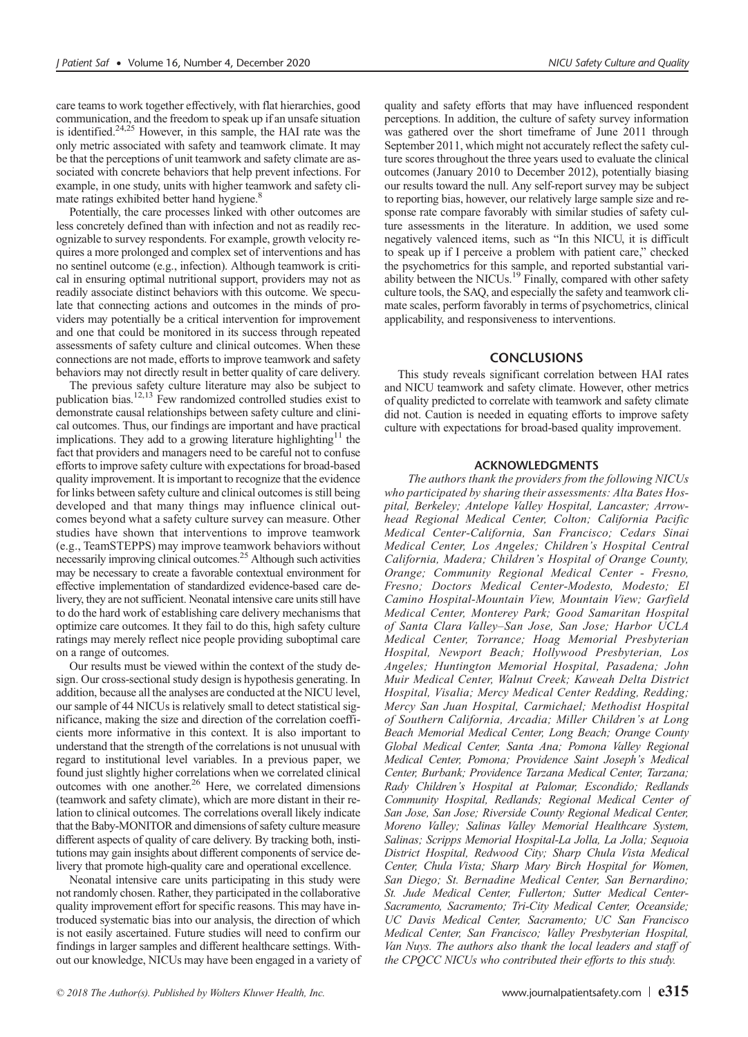care teams to work together effectively, with flat hierarchies, good communication, and the freedom to speak up if an unsafe situation is identified.[24,25] However, in this sample, the HAI rate was the only metric associated with safety and teamwork climate. It may be that the perceptions of unit teamwork and safety climate are associated with concrete behaviors that help prevent infections. For example, in one study, units with higher teamwork and safety climate ratings exhibited better hand hygiene.[8]

Potentially, the care processes linked with other outcomes are less concretely defined than with infection and not as readily recognizable to survey respondents. For example, growth velocity requires a more prolonged and complex set of interventions and has no sentinel outcome (e.g., infection). Although teamwork is critical in ensuring optimal nutritional support, providers may not as readily associate distinct behaviors with this outcome. We speculate that connecting actions and outcomes in the minds of providers may potentially be a critical intervention for improvement and one that could be monitored in its success through repeated assessments of safety culture and clinical outcomes. When these connections are not made, efforts to improve teamwork and safety behaviors may not directly result in better quality of care delivery.

The previous safety culture literature may also be subject to publication bias.[12,13] Few randomized controlled studies exist to demonstrate causal relationships between safety culture and clinical outcomes. Thus, our findings are important and have practical implications. They add to a growing literature highlighting[11] the fact that providers and managers need to be careful not to confuse efforts to improve safety culture with expectations for broad-based quality improvement. It is important to recognize that the evidence for links between safety culture and clinical outcomes is still being developed and that many things may influence clinical outcomes beyond what a safety culture survey can measure. Other studies have shown that interventions to improve teamwork (e.g., TeamSTEPPS) may improve teamwork behaviors without necessarily improving clinical outcomes.[25] Although such activities may be necessary to create a favorable contextual environment for effective implementation of standardized evidence-based care delivery, they are not sufficient. Neonatal intensive care units still have to do the hard work of establishing care delivery mechanisms that optimize care outcomes. It they fail to do this, high safety culture ratings may merely reflect nice people providing suboptimal care on a range of outcomes.

Our results must be viewed within the context of the study design. Our cross-sectional study design is hypothesis generating. In addition, because all the analyses are conducted at the NICU level, our sample of 44 NICUs is relatively small to detect statistical significance, making the size and direction of the correlation coefficients more informative in this context. It is also important to understand that the strength of the correlations is not unusual with regard to institutional level variables. In a previous paper, we found just slightly higher correlations when we correlated clinical outcomes with one another.[26] Here, we correlated dimensions (teamwork and safety climate), which are more distant in their relation to clinical outcomes. The correlations overall likely indicate that the Baby-MONITOR and dimensions of safety culture measure different aspects of quality of care delivery. By tracking both, institutions may gain insights about different components of service delivery that promote high-quality care and operational excellence.

Neonatal intensive care units participating in this study were not randomly chosen. Rather, they participated in the collaborative quality improvement effort for specific reasons. This may have introduced systematic bias into our analysis, the direction of which is not easily ascertained. Future studies will need to confirm our findings in larger samples and different healthcare settings. Without our knowledge, NICUs may have been engaged in a variety of quality and safety efforts that may have influenced respondent perceptions. In addition, the culture of safety survey information was gathered over the short timeframe of June 2011 through September 2011, which might not accurately reflect the safety culture scores throughout the three years used to evaluate the clinical outcomes (January 2010 to December 2012), potentially biasing our results toward the null. Any self-report survey may be subject to reporting bias, however, our relatively large sample size and response rate compare favorably with similar studies of safety culture assessments in the literature. In addition, we used some negatively valenced items, such as "In this NICU, it is difficult to speak up if I perceive a problem with patient care," checked the psychometrics for this sample, and reported substantial variability between the NICUs.[19] Finally, compared with other safety culture tools, the SAQ, and especially the safety and teamwork climate scales, perform favorably in terms of psychometrics, clinical applicability, and responsiveness to interventions.

## CONCLUSIONS

This study reveals significant correlation between HAI rates and NICU teamwork and safety climate. However, other metrics of quality predicted to correlate with teamwork and safety climate did not. Caution is needed in equating efforts to improve safety culture with expectations for broad-based quality improvement.

## ACKNOWLEDGMENTS

*The authors thank the providers from the following NICUs who participated by sharing their assessments: Alta Bates Hospital, Berkeley; Antelope Valley Hospital, Lancaster; Arrowhead Regional Medical Center, Colton; California Pacific Medical Center-California, San Francisco; Cedars Sinai Medical Center, Los Angeles; Children's Hospital Central California, Madera; Children's Hospital of Orange County, Orange; Community Regional Medical Center - Fresno, Fresno; Doctors Medical Center-Modesto, Modesto; El Camino Hospital-Mountain View, Mountain View; Garfield Medical Center, Monterey Park; Good Samaritan Hospital of Santa Clara Valley–San Jose, San Jose; Harbor UCLA Medical Center, Torrance; Hoag Memorial Presbyterian Hospital, Newport Beach; Hollywood Presbyterian, Los Angeles; Huntington Memorial Hospital, Pasadena; John Muir Medical Center, Walnut Creek; Kaweah Delta District Hospital, Visalia; Mercy Medical Center Redding, Redding; Mercy San Juan Hospital, Carmichael; Methodist Hospital of Southern California, Arcadia; Miller Children's at Long Beach Memorial Medical Center, Long Beach; Orange County Global Medical Center, Santa Ana; Pomona Valley Regional Medical Center, Pomona; Providence Saint Joseph's Medical Center, Burbank; Providence Tarzana Medical Center, Tarzana; Rady Children's Hospital at Palomar, Escondido; Redlands Community Hospital, Redlands; Regional Medical Center of San Jose, San Jose; Riverside County Regional Medical Center, Moreno Valley; Salinas Valley Memorial Healthcare System, Salinas; Scripps Memorial Hospital-La Jolla, La Jolla; Sequoia District Hospital, Redwood City; Sharp Chula Vista Medical Center, Chula Vista; Sharp Mary Birch Hospital for Women, San Diego; St. Bernadine Medical Center, San Bernardino; St. Jude Medical Center, Fullerton; Sutter Medical Center-Sacramento, Sacramento; Tri-City Medical Center, Oceanside; UC Davis Medical Center, Sacramento; UC San Francisco Medical Center, San Francisco; Valley Presbyterian Hospital, Van Nuys. The authors also thank the local leaders and staff of the CPQCC NICUs who contributed their efforts to this study.*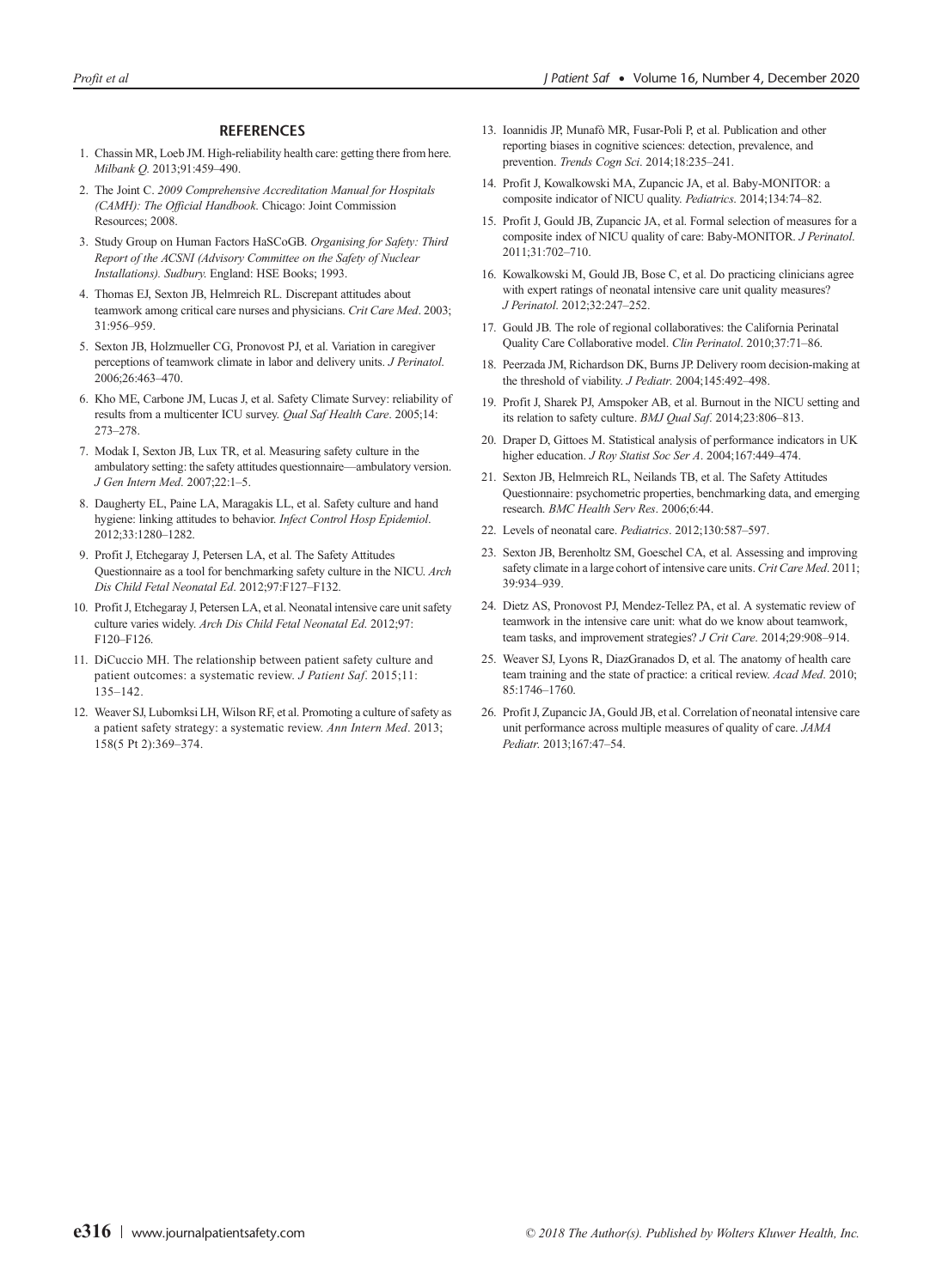## REFERENCES

1. Chassin MR, Loeb JM. High-reliability health care: getting there from here. *Milbank Q*. 2013;91:459–490.
2. The Joint C. *2009 Comprehensive Accreditation Manual for Hospitals (CAMH): The Official Handbook*. Chicago: Joint Commission Resources; 2008.
3. Study Group on Human Factors HaSCoGB. *Organising for Safety: Third Report of the ACSNI (Advisory Committee on the Safety of Nuclear Installations). Sudbury*. England: HSE Books; 1993.
4. Thomas EJ, Sexton JB, Helmreich RL. Discrepant attitudes about teamwork among critical care nurses and physicians. *Crit Care Med*. 2003; 31:956–959.
5. Sexton JB, Holzmueller CG, Pronovost PJ, et al. Variation in caregiver perceptions of teamwork climate in labor and delivery units. *J Perinatol*. 2006;26:463–470.
6. Kho ME, Carbone JM, Lucas J, et al. Safety Climate Survey: reliability of results from a multicenter ICU survey. *Qual Saf Health Care*. 2005;14: 273–278.
7. Modak I, Sexton JB, Lux TR, et al. Measuring safety culture in the ambulatory setting: the safety attitudes questionnaire—ambulatory version. *J Gen Intern Med*. 2007;22:1–5.
8. Daugherty EL, Paine LA, Maragakis LL, et al. Safety culture and hand hygiene: linking attitudes to behavior. *Infect Control Hosp Epidemiol*. 2012;33:1280–1282.
9. Profit J, Etchegaray J, Petersen LA, et al. The Safety Attitudes Questionnaire as a tool for benchmarking safety culture in the NICU. *Arch Dis Child Fetal Neonatal Ed*. 2012;97:F127–F132.
10. Profit J, Etchegaray J, Petersen LA, et al. Neonatal intensive care unit safety culture varies widely. *Arch Dis Child Fetal Neonatal Ed*. 2012;97: F120–F126.
11. DiCuccio MH. The relationship between patient safety culture and patient outcomes: a systematic review. *J Patient Saf*. 2015;11: 135–142.
12. Weaver SJ, Lubomksi LH, Wilson RF, et al. Promoting a culture of safety as a patient safety strategy: a systematic review. *Ann Intern Med*. 2013; 158(5 Pt 2):369–374.
13. Ioannidis JP, Munafò MR, Fusar-Poli P, et al. Publication and other reporting biases in cognitive sciences: detection, prevalence, and prevention. *Trends Cogn Sci*. 2014;18:235–241.
14. Profit J, Kowalkowski MA, Zupancic JA, et al. Baby-MONITOR: a composite indicator of NICU quality. *Pediatrics*. 2014;134:74–82.
15. Profit J, Gould JB, Zupancic JA, et al. Formal selection of measures for a composite index of NICU quality of care: Baby-MONITOR. *J Perinatol*. 2011;31:702–710.
16. Kowalkowski M, Gould JB, Bose C, et al. Do practicing clinicians agree with expert ratings of neonatal intensive care unit quality measures? *J Perinatol*. 2012;32:247–252.
17. Gould JB. The role of regional collaboratives: the California Perinatal Quality Care Collaborative model. *Clin Perinatol*. 2010;37:71–86.
18. Peerzada JM, Richardson DK, Burns JP. Delivery room decision-making at the threshold of viability. *J Pediatr*. 2004;145:492–498.
19. Profit J, Sharek PJ, Amspoker AB, et al. Burnout in the NICU setting and its relation to safety culture. *BMJ Qual Saf*. 2014;23:806–813.
20. Draper D, Gittoes M. Statistical analysis of performance indicators in UK higher education. *J Roy Statist Soc Ser A*. 2004;167:449–474.
21. Sexton JB, Helmreich RL, Neilands TB, et al. The Safety Attitudes Questionnaire: psychometric properties, benchmarking data, and emerging research. *BMC Health Serv Res*. 2006;6:44.
22. Levels of neonatal care. *Pediatrics*. 2012;130:587–597.
23. Sexton JB, Berenholtz SM, Goeschel CA, et al. Assessing and improving safety climate in a large cohort of intensive care units. *Crit Care Med*. 2011; 39:934–939.
24. Dietz AS, Pronovost PJ, Mendez-Tellez PA, et al. A systematic review of teamwork in the intensive care unit: what do we know about teamwork, team tasks, and improvement strategies? *J Crit Care*. 2014;29:908–914.
25. Weaver SJ, Lyons R, DiazGranados D, et al. The anatomy of health care team training and the state of practice: a critical review. *Acad Med*. 2010; 85:1746–1760.
26. Profit J, Zupancic JA, Gould JB, et al. Correlation of neonatal intensive care unit performance across multiple measures of quality of care. *JAMA Pediatr*. 2013;167:47–54.